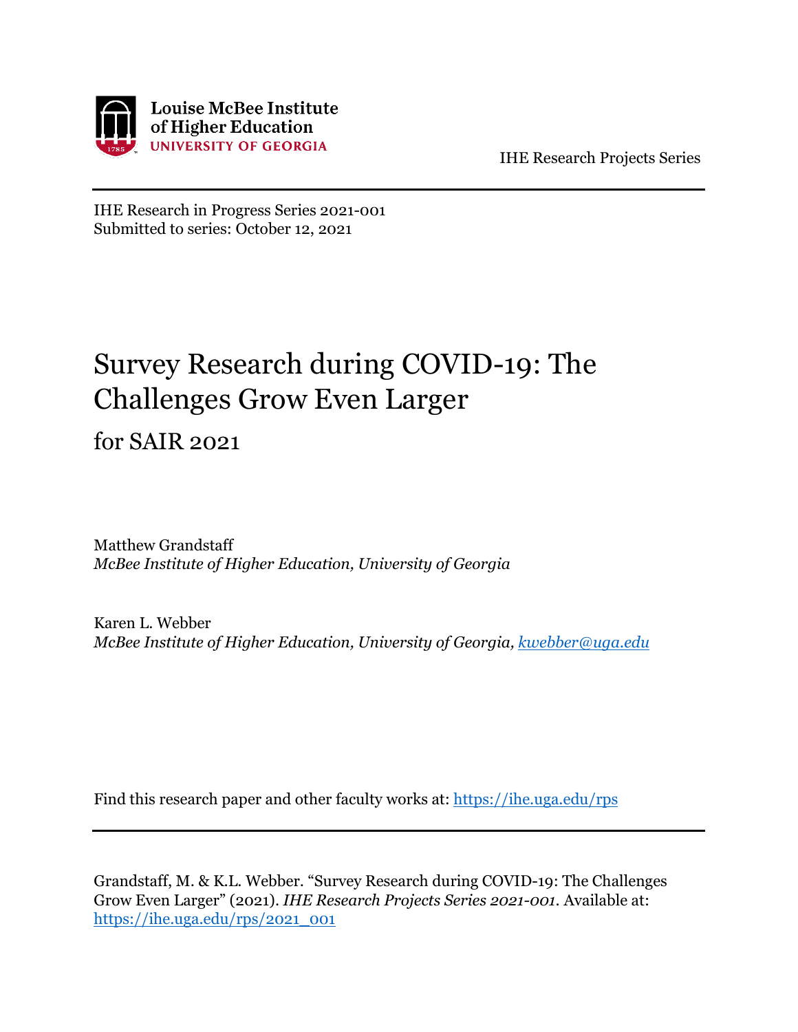Louise McBee Institute of Higher Education
UNIVERSITY OF GEORGIA

IHE Research Projects Series

---

IHE Research in Progress Series 2021-001
Submitted to series: October 12, 2021

# Survey Research during COVID-19: The Challenges Grow Even Larger

## for SAIR 2021

Matthew Grandstaff
*McBee Institute of Higher Education, University of Georgia*

Karen L. Webber
*McBee Institute of Higher Education, University of Georgia, kwebber@uga.edu*

Find this research paper and other faculty works at: https://ihe.uga.edu/rps

---

Grandstaff, M. & K.L. Webber. "Survey Research during COVID-19: The Challenges Grow Even Larger" (2021). *IHE Research Projects Series 2021-001*. Available at: https://ihe.uga.edu/rps/2021_001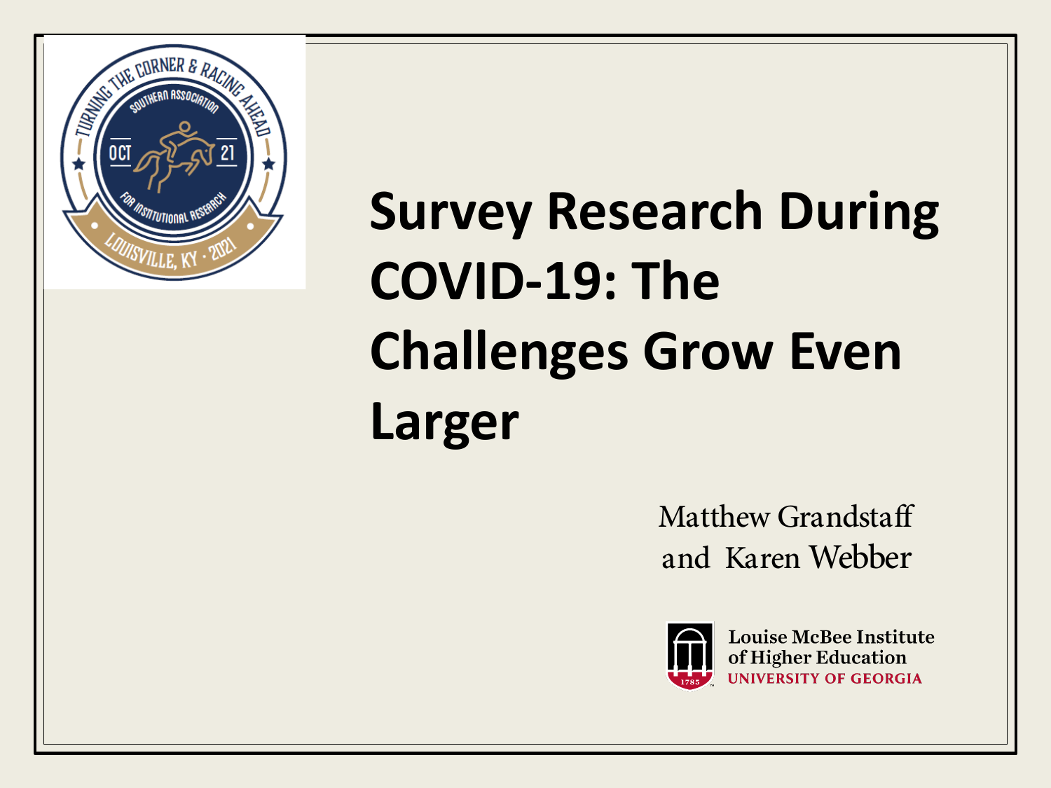# Survey Research During COVID-19: The Challenges Grow Even Larger

Matthew Grandstaff
and Karen Webber

Louise McBee Institute of Higher Education
UNIVERSITY OF GEORGIA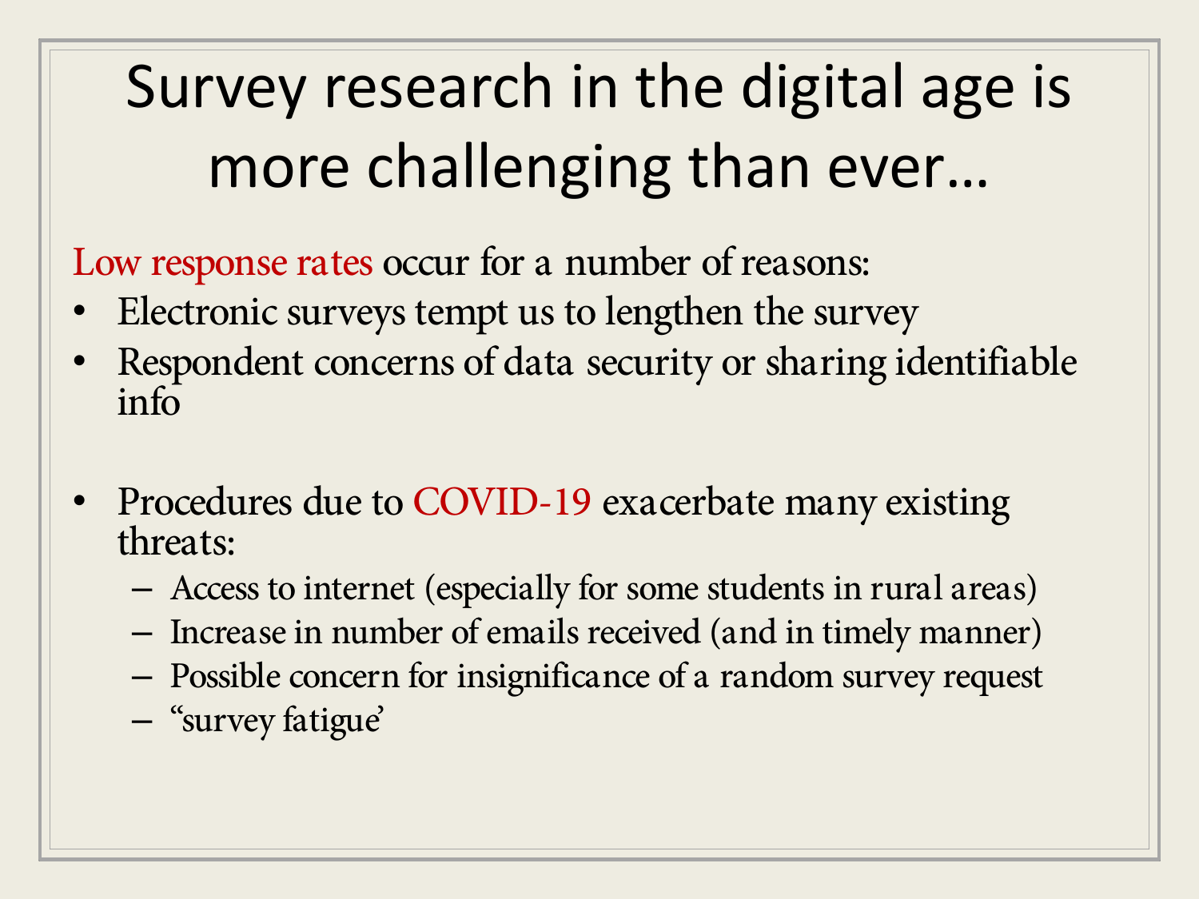# Survey research in the digital age is more challenging than ever…

Low response rates occur for a number of reasons:

- Electronic surveys tempt us to lengthen the survey
- Respondent concerns of data security or sharing identifiable info

- Procedures due to COVID-19 exacerbate many existing threats:
  - Access to internet (especially for some students in rural areas)
  - Increase in number of emails received (and in timely manner)
  - Possible concern for insignificance of a random survey request
  - "survey fatigue'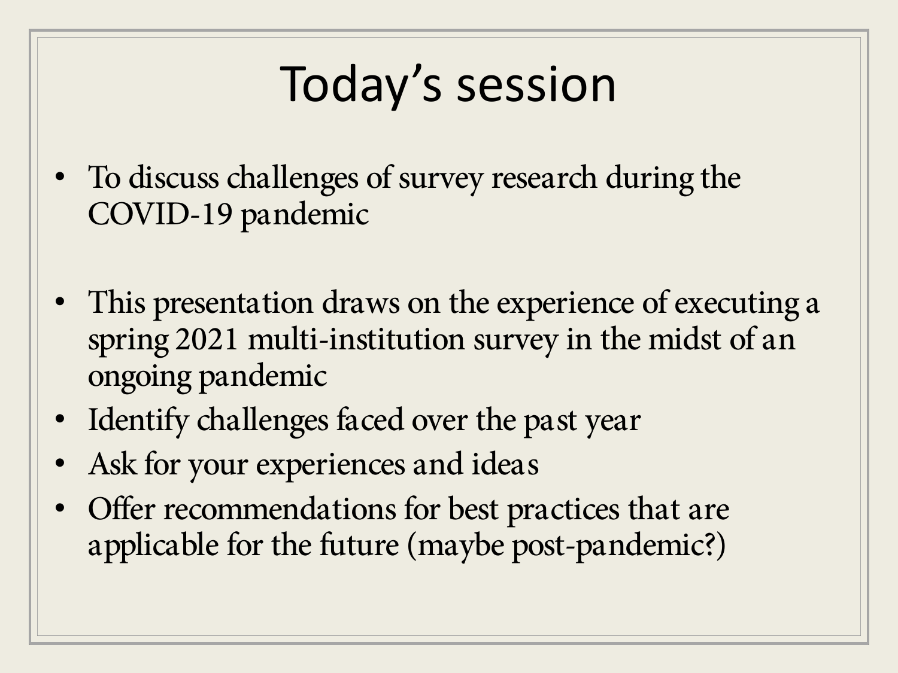# Today's session

- To discuss challenges of survey research during the COVID-19 pandemic

- This presentation draws on the experience of executing a spring 2021 multi-institution survey in the midst of an ongoing pandemic
- Identify challenges faced over the past year
- Ask for your experiences and ideas
- Offer recommendations for best practices that are applicable for the future (maybe post-pandemic?)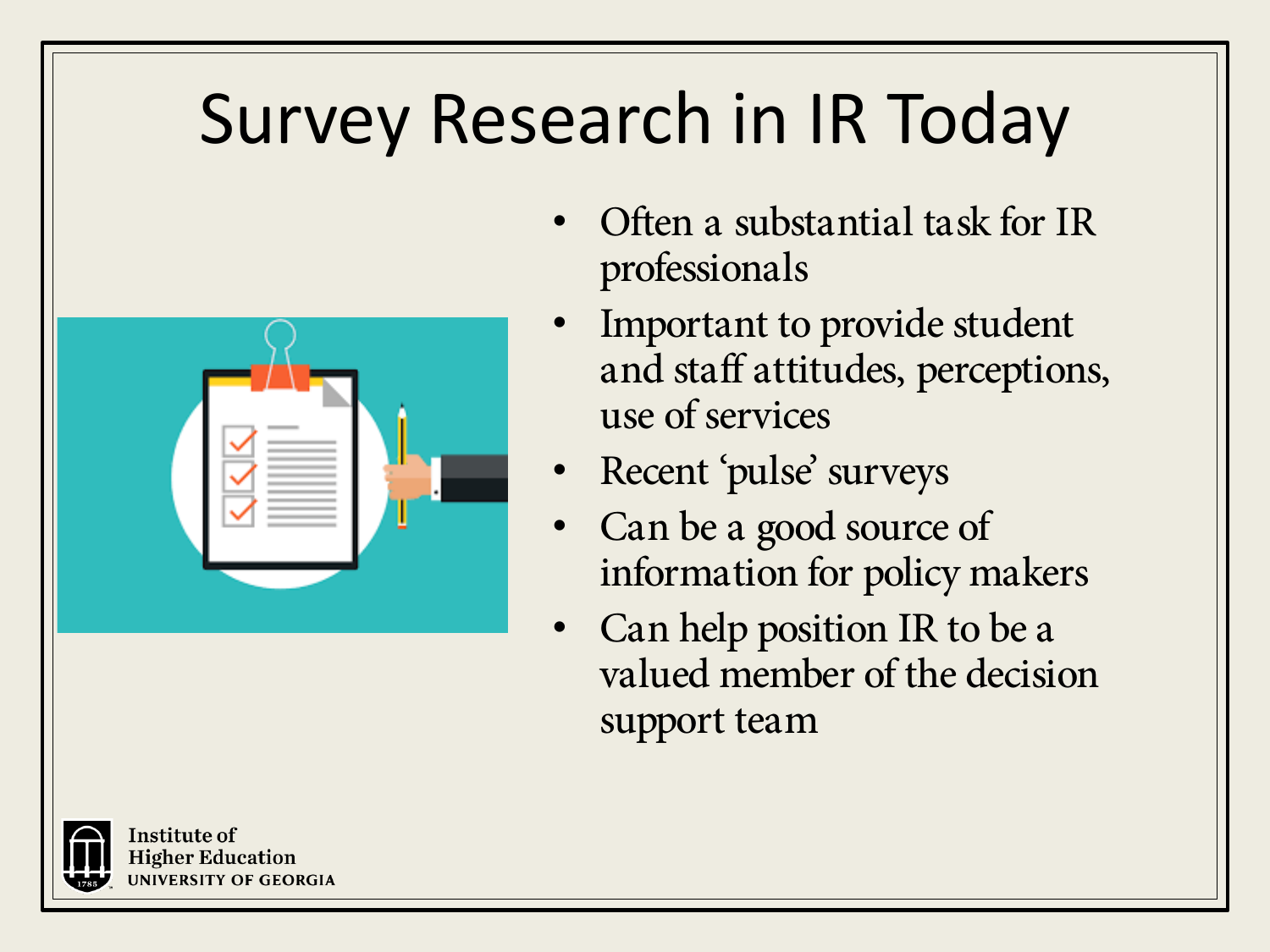# Survey Research in IR Today

- Often a substantial task for IR professionals
- Important to provide student and staff attitudes, perceptions, use of services
- Recent 'pulse' surveys
- Can be a good source of information for policy makers
- Can help position IR to be a valued member of the decision support team

Institute of Higher Education
UNIVERSITY OF GEORGIA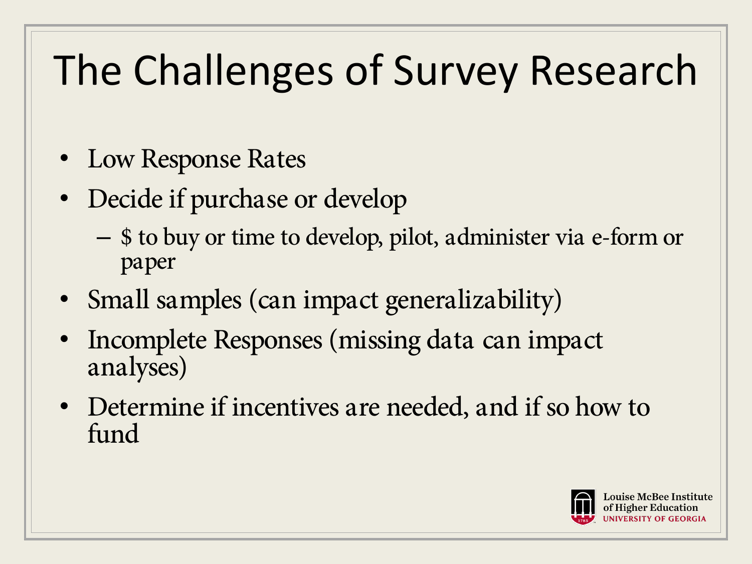# The Challenges of Survey Research

- Low Response Rates
- Decide if purchase or develop
  - $ to buy or time to develop, pilot, administer via e-form or paper
- Small samples (can impact generalizability)
- Incomplete Responses (missing data can impact analyses)
- Determine if incentives are needed, and if so how to fund

Louise McBee Institute of Higher Education
UNIVERSITY OF GEORGIA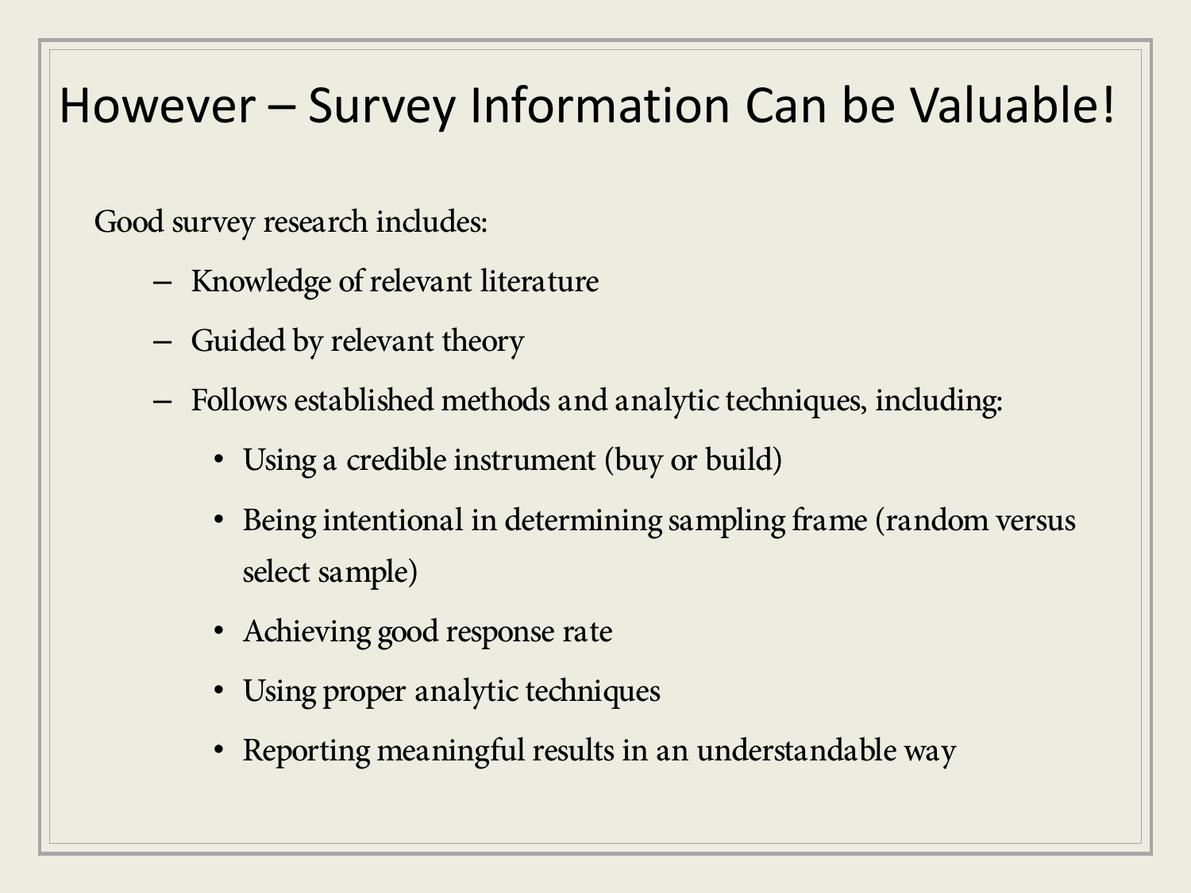# However – Survey Information Can be Valuable!

Good survey research includes:

- Knowledge of relevant literature
- Guided by relevant theory
- Follows established methods and analytic techniques, including:
  - Using a credible instrument (buy or build)
  - Being intentional in determining sampling frame (random versus select sample)
  - Achieving good response rate
  - Using proper analytic techniques
  - Reporting meaningful results in an understandable way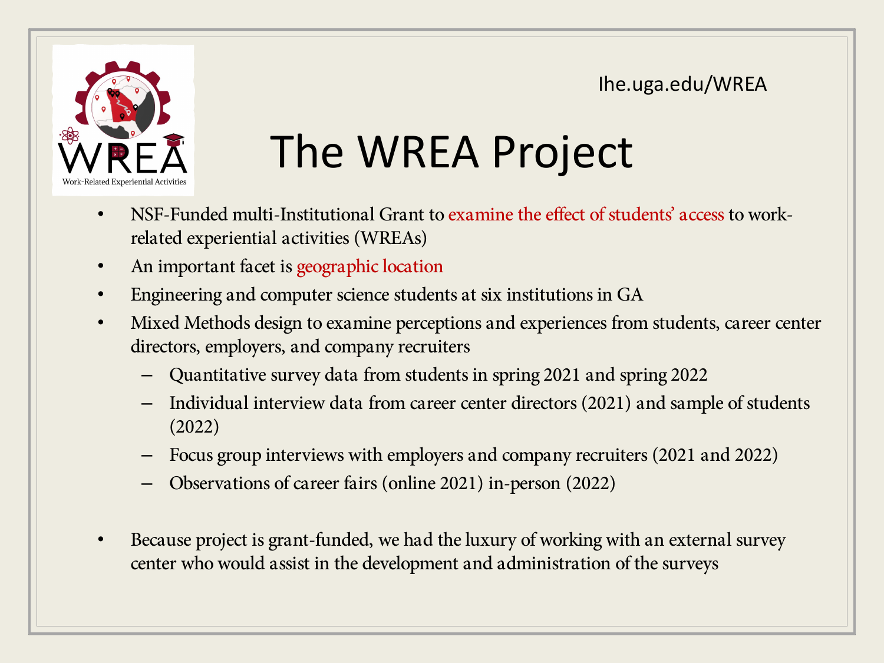lhe.uga.edu/WREA

# The WREA Project

- NSF-Funded multi-Institutional Grant to examine the effect of students' access to work-related experiential activities (WREAs)
- An important facet is geographic location
- Engineering and computer science students at six institutions in GA
- Mixed Methods design to examine perceptions and experiences from students, career center directors, employers, and company recruiters
  - Quantitative survey data from students in spring 2021 and spring 2022
  - Individual interview data from career center directors (2021) and sample of students (2022)
  - Focus group interviews with employers and company recruiters (2021 and 2022)
  - Observations of career fairs (online 2021) in-person (2022)
- Because project is grant-funded, we had the luxury of working with an external survey center who would assist in the development and administration of the surveys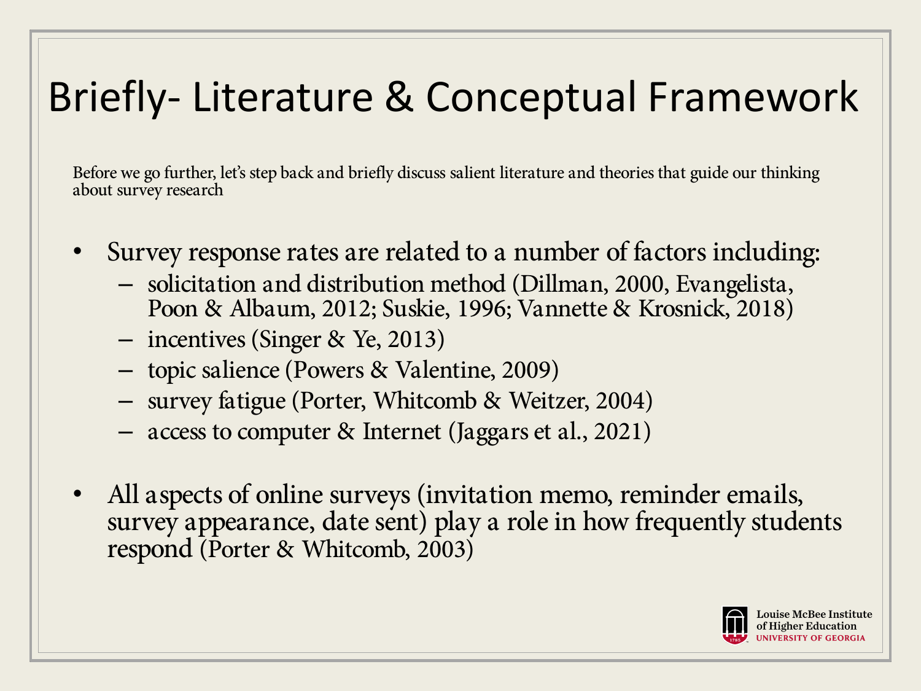# Briefly- Literature & Conceptual Framework

Before we go further, let's step back and briefly discuss salient literature and theories that guide our thinking about survey research

- Survey response rates are related to a number of factors including:
  - solicitation and distribution method (Dillman, 2000, Evangelista, Poon & Albaum, 2012; Suskie, 1996; Vannette & Krosnick, 2018)
  - incentives (Singer & Ye, 2013)
  - topic salience (Powers & Valentine, 2009)
  - survey fatigue (Porter, Whitcomb & Weitzer, 2004)
  - access to computer & Internet (Jaggars et al., 2021)
- All aspects of online surveys (invitation memo, reminder emails, survey appearance, date sent) play a role in how frequently students respond (Porter & Whitcomb, 2003)

Louise McBee Institute of Higher Education
UNIVERSITY OF GEORGIA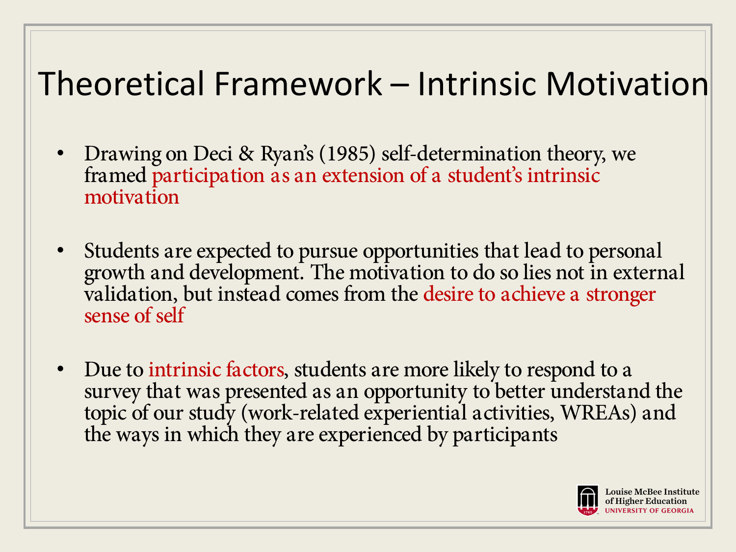# Theoretical Framework – Intrinsic Motivation

- Drawing on Deci & Ryan's (1985) self-determination theory, we framed participation as an extension of a student's intrinsic motivation

- Students are expected to pursue opportunities that lead to personal growth and development. The motivation to do so lies not in external validation, but instead comes from the desire to achieve a stronger sense of self

- Due to intrinsic factors, students are more likely to respond to a survey that was presented as an opportunity to better understand the topic of our study (work-related experiential activities, WREAs) and the ways in which they are experienced by participants

Louise McBee Institute of Higher Education
UNIVERSITY OF GEORGIA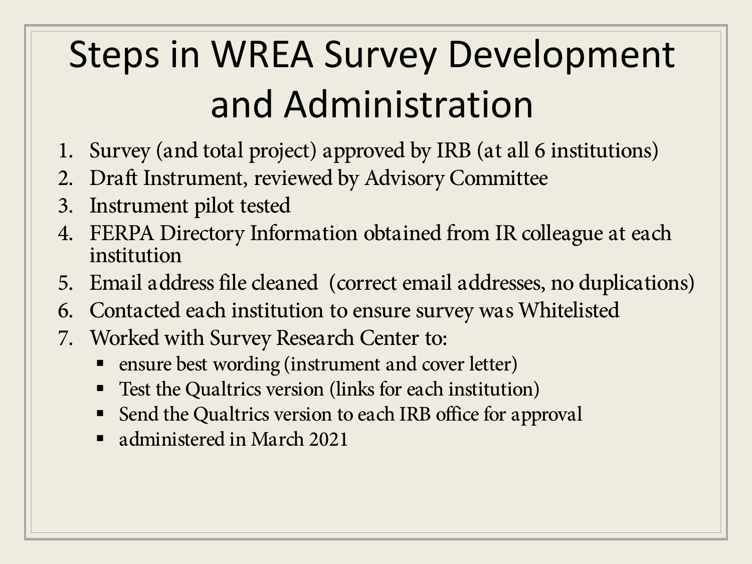# Steps in WREA Survey Development and Administration

1. Survey (and total project) approved by IRB (at all 6 institutions)
2. Draft Instrument, reviewed by Advisory Committee
3. Instrument pilot tested
4. FERPA Directory Information obtained from IR colleague at each institution
5. Email address file cleaned (correct email addresses, no duplications)
6. Contacted each institution to ensure survey was Whitelisted
7. Worked with Survey Research Center to:
   - ensure best wording (instrument and cover letter)
   - Test the Qualtrics version (links for each institution)
   - Send the Qualtrics version to each IRB office for approval
   - administered in March 2021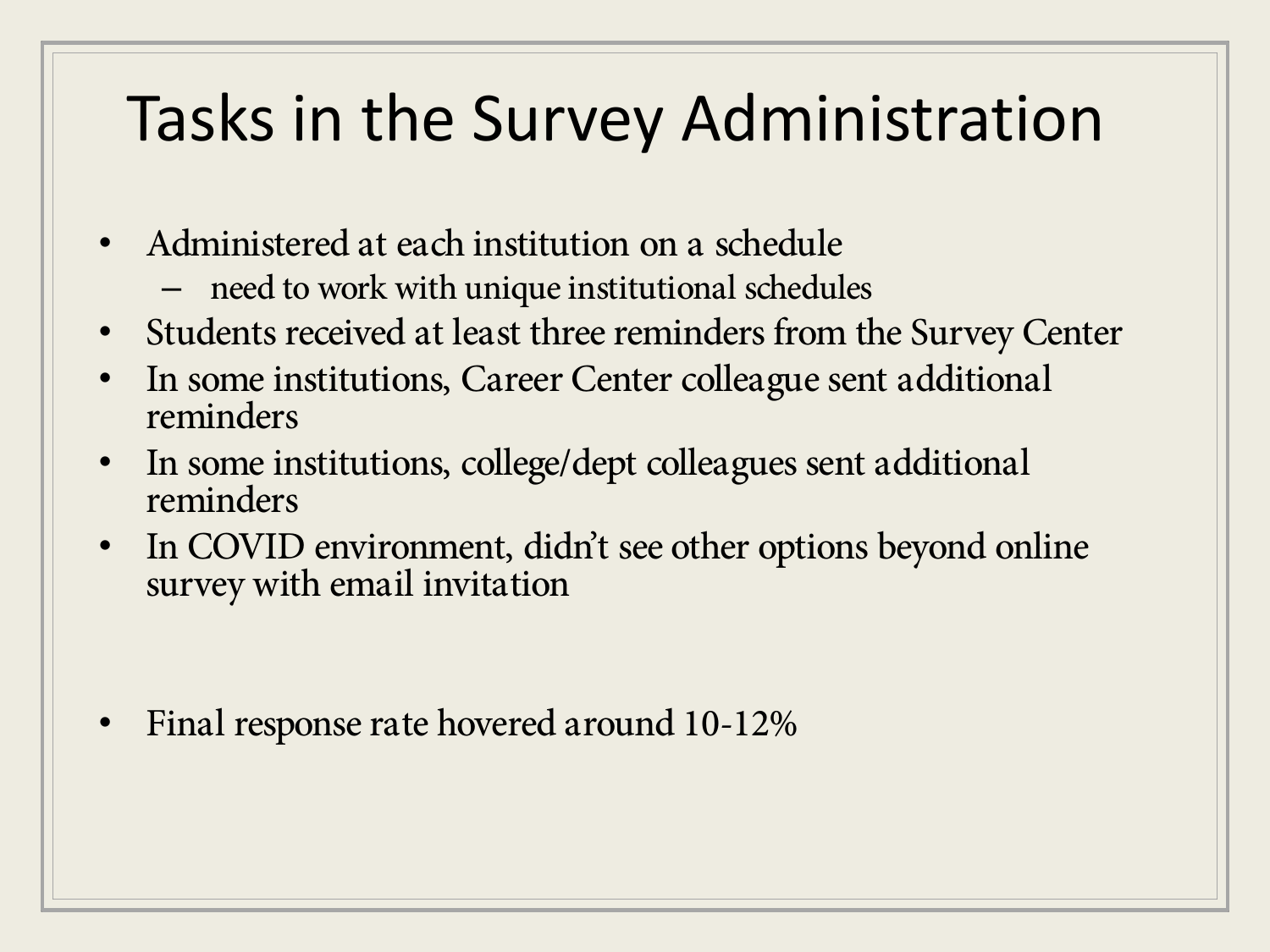# Tasks in the Survey Administration

- Administered at each institution on a schedule
  - need to work with unique institutional schedules
- Students received at least three reminders from the Survey Center
- In some institutions, Career Center colleague sent additional reminders
- In some institutions, college/dept colleagues sent additional reminders
- In COVID environment, didn't see other options beyond online survey with email invitation

- Final response rate hovered around 10-12%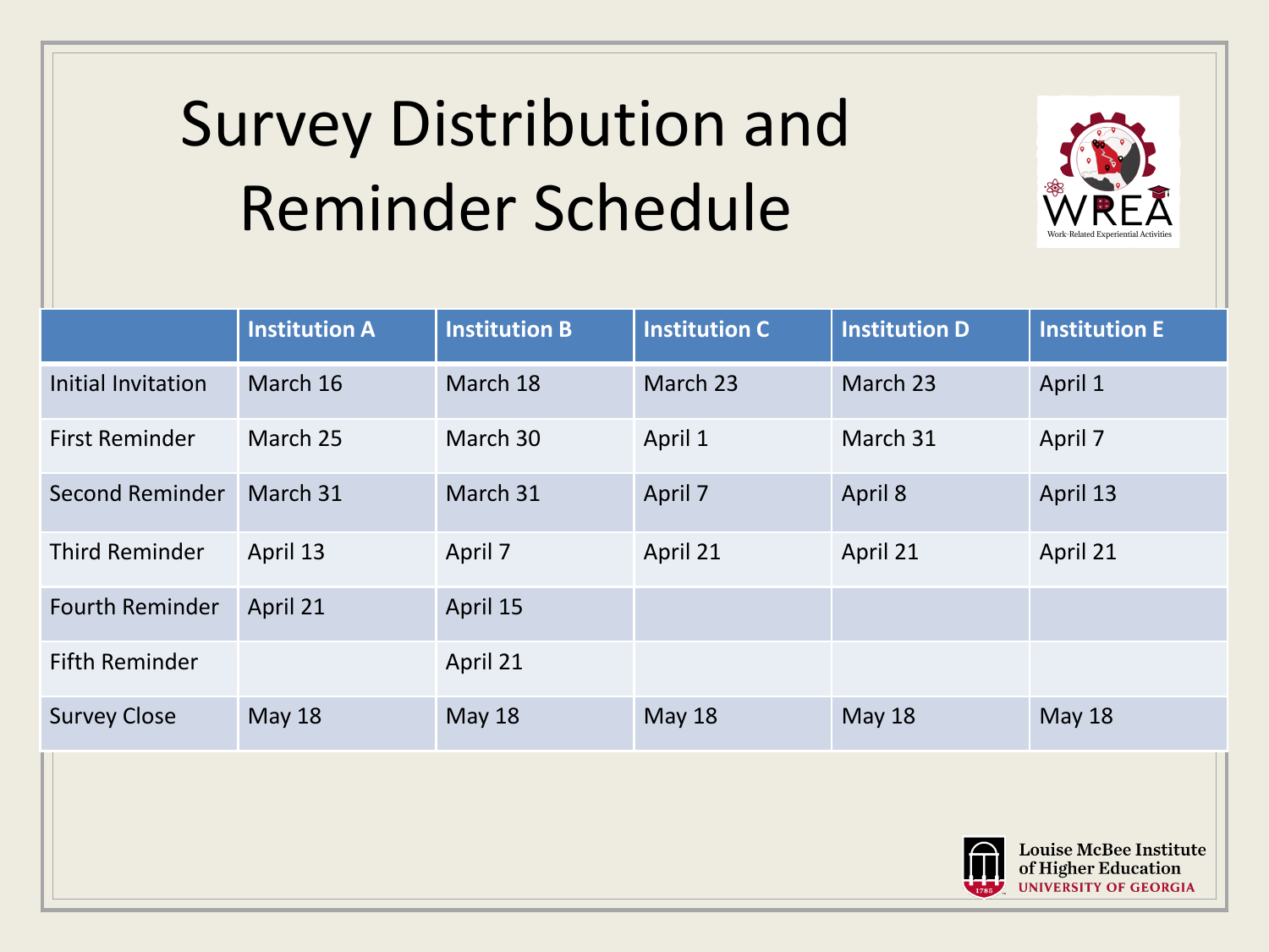# Survey Distribution and Reminder Schedule

| | Institution A | Institution B | Institution C | Institution D | Institution E |
|---|---|---|---|---|---|
| Initial Invitation | March 16 | March 18 | March 23 | March 23 | April 1 |
| First Reminder | March 25 | March 30 | April 1 | March 31 | April 7 |
| Second Reminder | March 31 | March 31 | April 7 | April 8 | April 13 |
| Third Reminder | April 13 | April 7 | April 21 | April 21 | April 21 |
| Fourth Reminder | April 21 | April 15 | | | |
| Fifth Reminder | | April 21 | | | |
| Survey Close | May 18 | May 18 | May 18 | May 18 | May 18 |

WREA Work-Related Experiential Activities

Louise McBee Institute of Higher Education
UNIVERSITY OF GEORGIA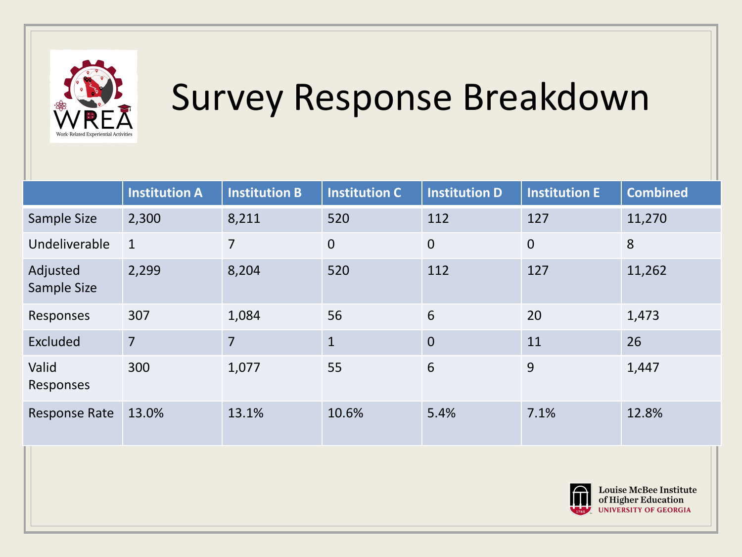# Survey Response Breakdown

| | Institution A | Institution B | Institution C | Institution D | Institution E | Combined |
|---|---|---|---|---|---|---|
| Sample Size | 2,300 | 8,211 | 520 | 112 | 127 | 11,270 |
| Undeliverable | 1 | 7 | 0 | 0 | 0 | 8 |
| Adjusted Sample Size | 2,299 | 8,204 | 520 | 112 | 127 | 11,262 |
| Responses | 307 | 1,084 | 56 | 6 | 20 | 1,473 |
| Excluded | 7 | 7 | 1 | 0 | 11 | 26 |
| Valid Responses | 300 | 1,077 | 55 | 6 | 9 | 1,447 |
| Response Rate | 13.0% | 13.1% | 10.6% | 5.4% | 7.1% | 12.8% |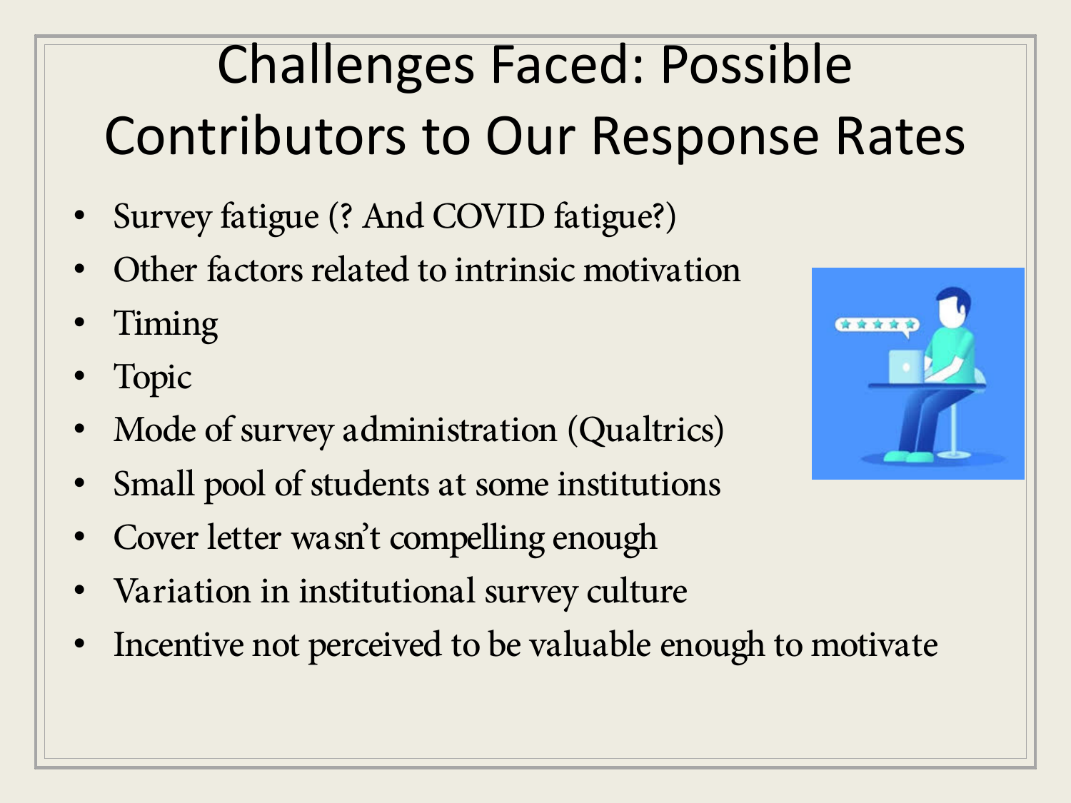# Challenges Faced: Possible Contributors to Our Response Rates

- Survey fatigue (? And COVID fatigue?)
- Other factors related to intrinsic motivation
- Timing
- Topic
- Mode of survey administration (Qualtrics)
- Small pool of students at some institutions
- Cover letter wasn't compelling enough
- Variation in institutional survey culture
- Incentive not perceived to be valuable enough to motivate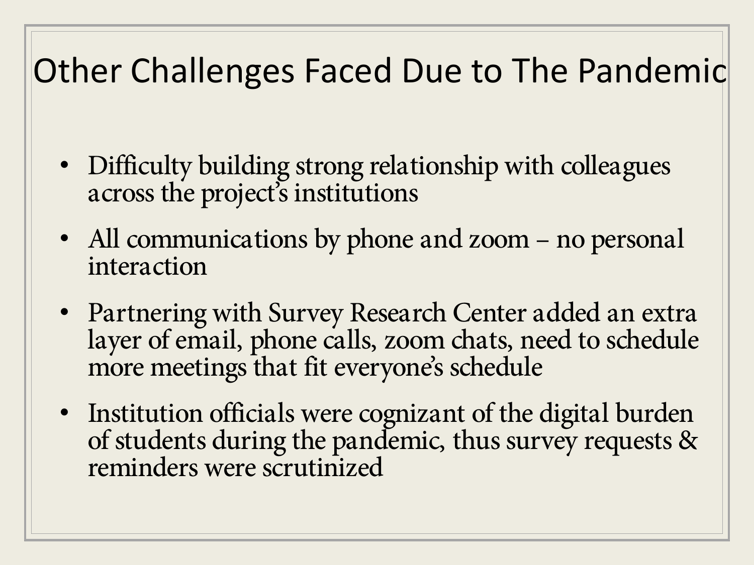# Other Challenges Faced Due to The Pandemic

- Difficulty building strong relationship with colleagues across the project's institutions
- All communications by phone and zoom – no personal interaction
- Partnering with Survey Research Center added an extra layer of email, phone calls, zoom chats, need to schedule more meetings that fit everyone's schedule
- Institution officials were cognizant of the digital burden of students during the pandemic, thus survey requests & reminders were scrutinized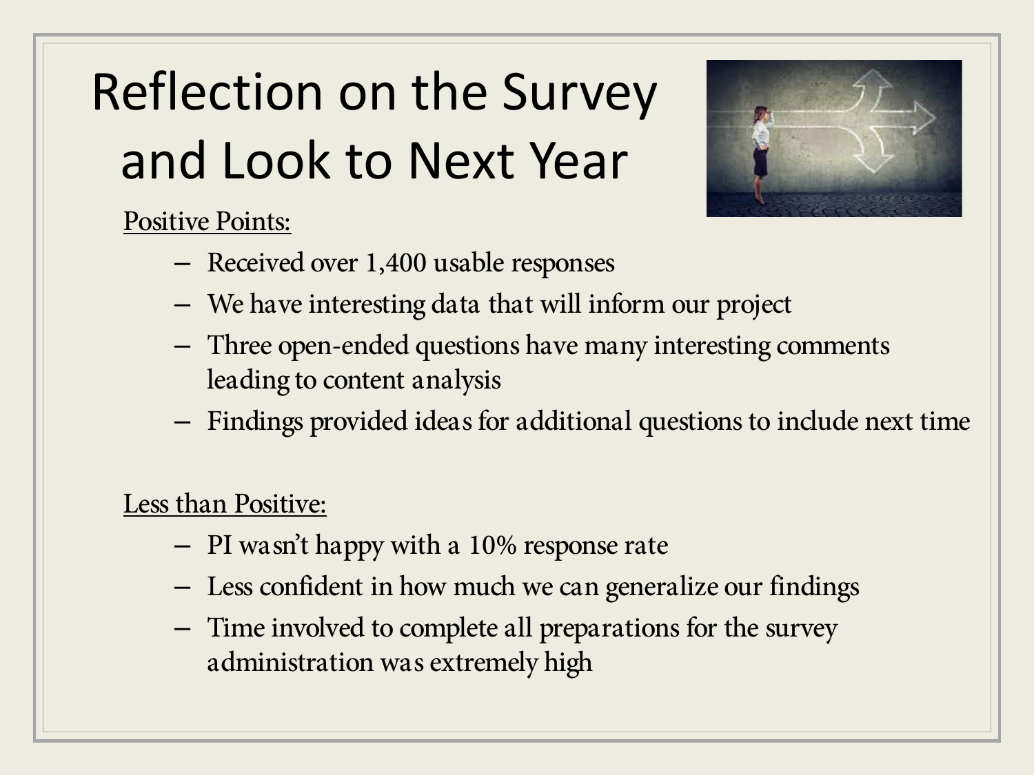# Reflection on the Survey and Look to Next Year

Positive Points:

- Received over 1,400 usable responses
- We have interesting data that will inform our project
- Three open-ended questions have many interesting comments leading to content analysis
- Findings provided ideas for additional questions to include next time

Less than Positive:

- PI wasn't happy with a 10% response rate
- Less confident in how much we can generalize our findings
- Time involved to complete all preparations for the survey administration was extremely high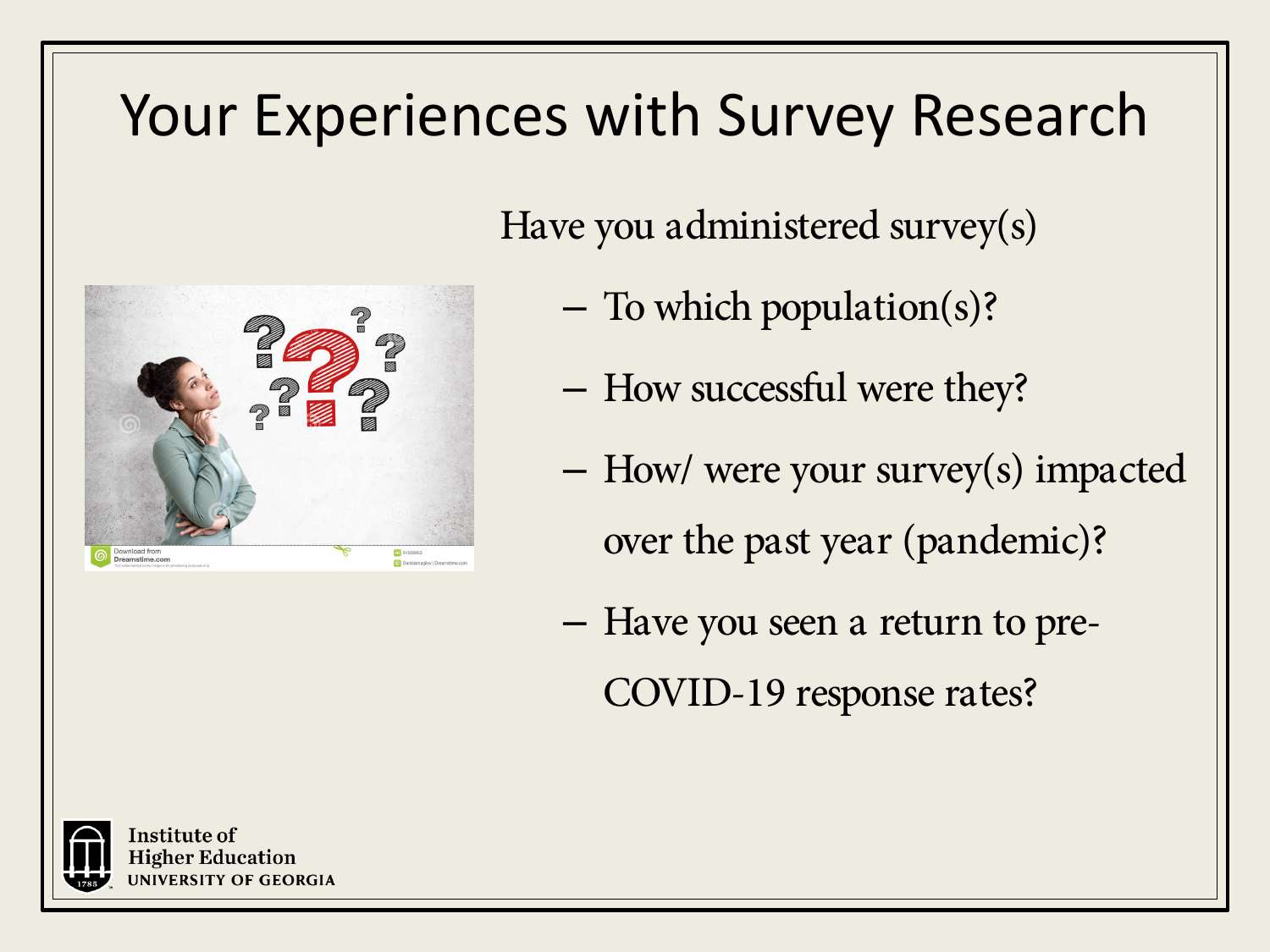# Your Experiences with Survey Research

Have you administered survey(s)

- To which population(s)?
- How successful were they?
- How/ were your survey(s) impacted over the past year (pandemic)?
- Have you seen a return to pre-COVID-19 response rates?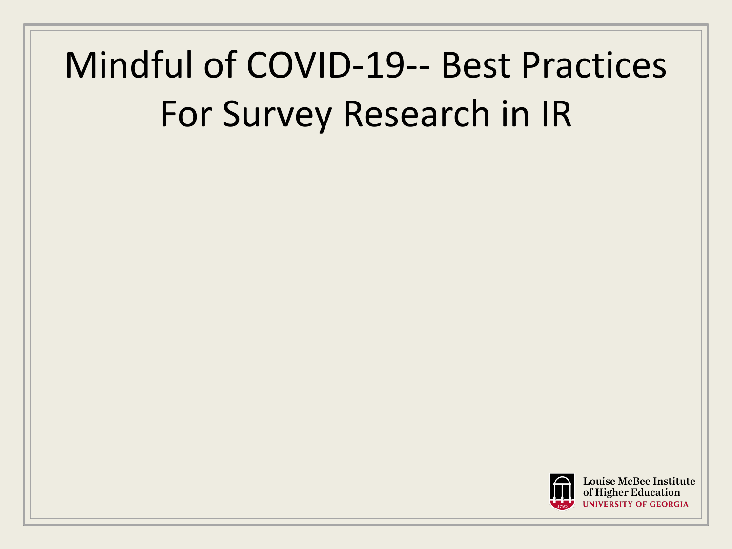# Mindful of COVID-19-- Best Practices For Survey Research in IR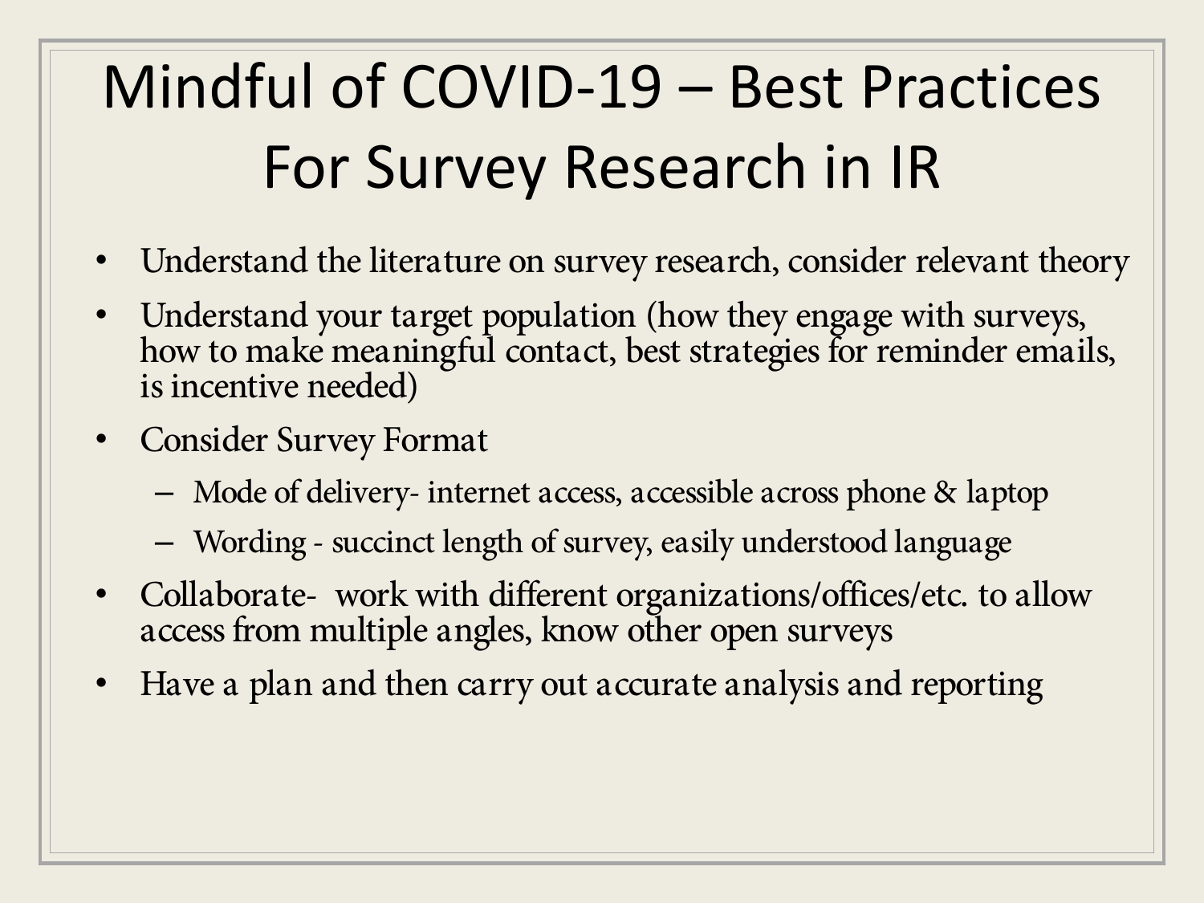# Mindful of COVID-19 – Best Practices For Survey Research in IR

- Understand the literature on survey research, consider relevant theory
- Understand your target population (how they engage with surveys, how to make meaningful contact, best strategies for reminder emails, is incentive needed)
- Consider Survey Format
  - Mode of delivery- internet access, accessible across phone & laptop
  - Wording - succinct length of survey, easily understood language
- Collaborate- work with different organizations/offices/etc. to allow access from multiple angles, know other open surveys
- Have a plan and then carry out accurate analysis and reporting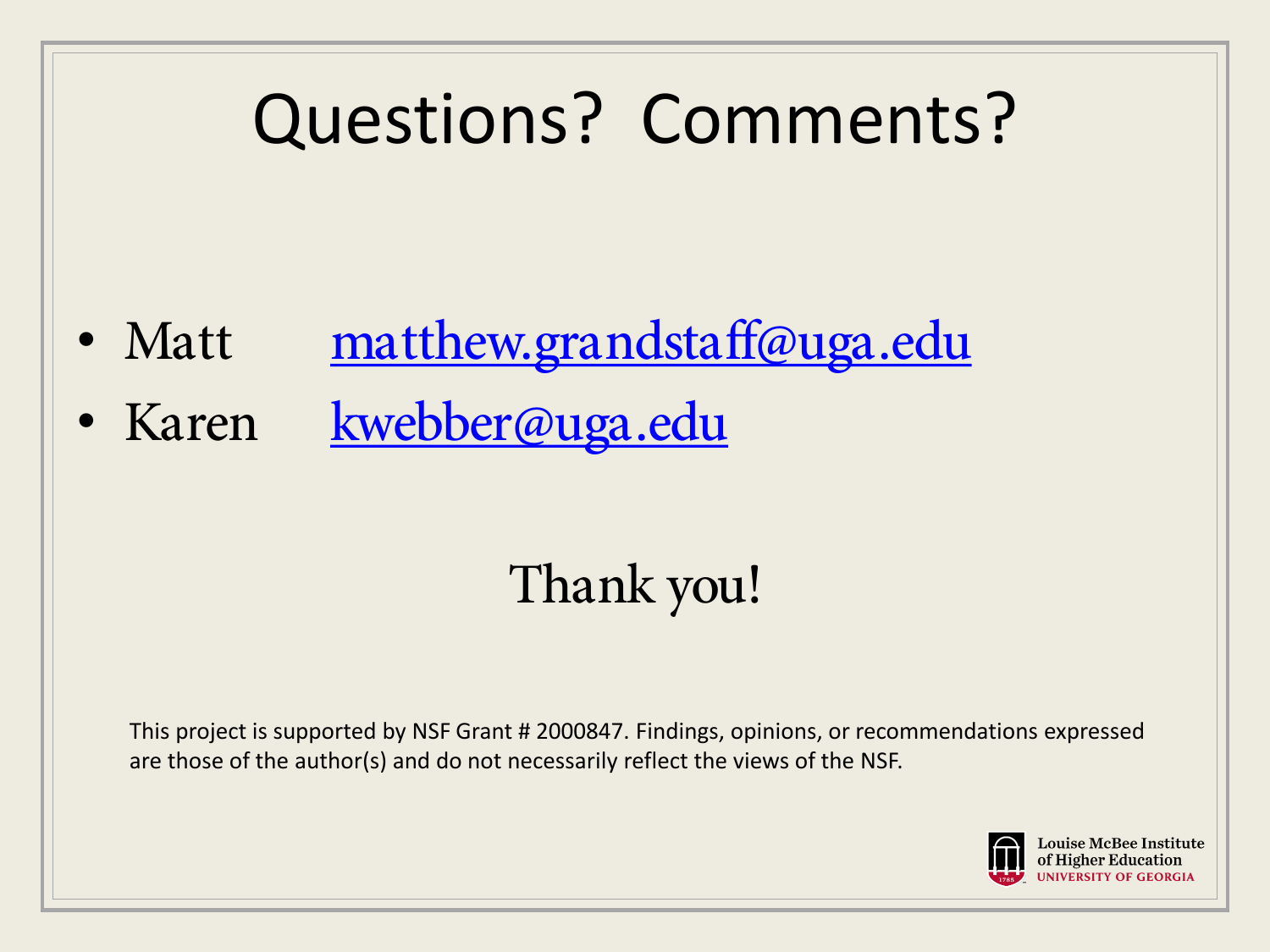# Questions? Comments?

- Matt matthew.grandstaff@uga.edu
- Karen kwebber@uga.edu

Thank you!

This project is supported by NSF Grant # 2000847. Findings, opinions, or recommendations expressed are those of the author(s) and do not necessarily reflect the views of the NSF.

Louise McBee Institute of Higher Education
UNIVERSITY OF GEORGIA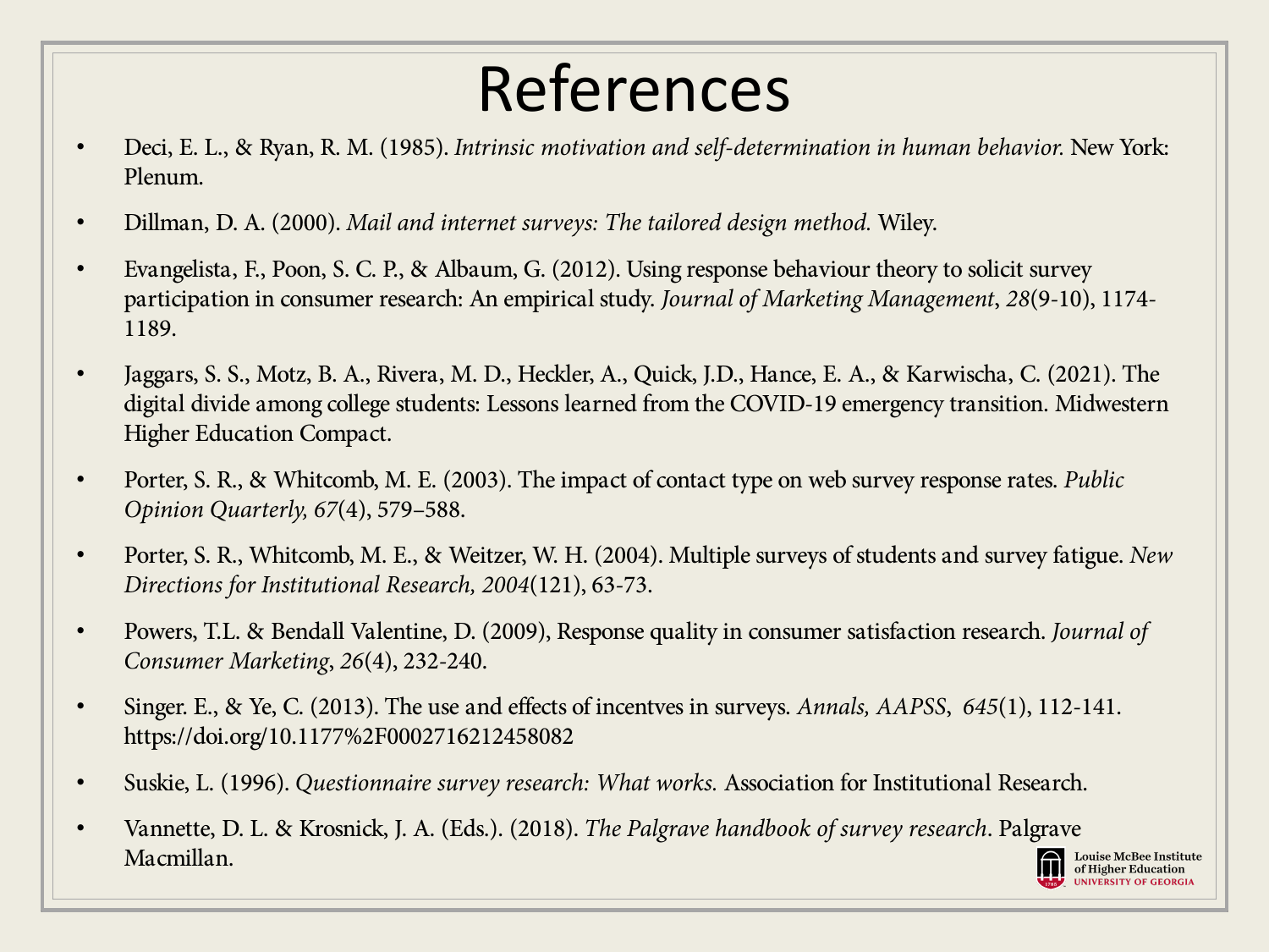# References

- Deci, E. L., & Ryan, R. M. (1985). *Intrinsic motivation and self-determination in human behavior.* New York: Plenum.
- Dillman, D. A. (2000). *Mail and internet surveys: The tailored design method.* Wiley.
- Evangelista, F., Poon, S. C. P., & Albaum, G. (2012). Using response behaviour theory to solicit survey participation in consumer research: An empirical study. *Journal of Marketing Management*, *28*(9-10), 1174-1189.
- Jaggars, S. S., Motz, B. A., Rivera, M. D., Heckler, A., Quick, J.D., Hance, E. A., & Karwischa, C. (2021). The digital divide among college students: Lessons learned from the COVID-19 emergency transition. Midwestern Higher Education Compact.
- Porter, S. R., & Whitcomb, M. E. (2003). The impact of contact type on web survey response rates. *Public Opinion Quarterly, 67*(4), 579–588.
- Porter, S. R., Whitcomb, M. E., & Weitzer, W. H. (2004). Multiple surveys of students and survey fatigue. *New Directions for Institutional Research, 2004*(121), 63-73.
- Powers, T.L. & Bendall Valentine, D. (2009), Response quality in consumer satisfaction research. *Journal of Consumer Marketing*, *26*(4), 232-240.
- Singer. E., & Ye, C. (2013). The use and effects of incentves in surveys. *Annals, AAPSS*, *645*(1), 112-141. https://doi.org/10.1177%2F0002716212458082
- Suskie, L. (1996). *Questionnaire survey research: What works.* Association for Institutional Research.
- Vannette, D. L. & Krosnick, J. A. (Eds.). (2018). *The Palgrave handbook of survey research*. Palgrave Macmillan.

Louise McBee Institute of Higher Education
UNIVERSITY OF GEORGIA